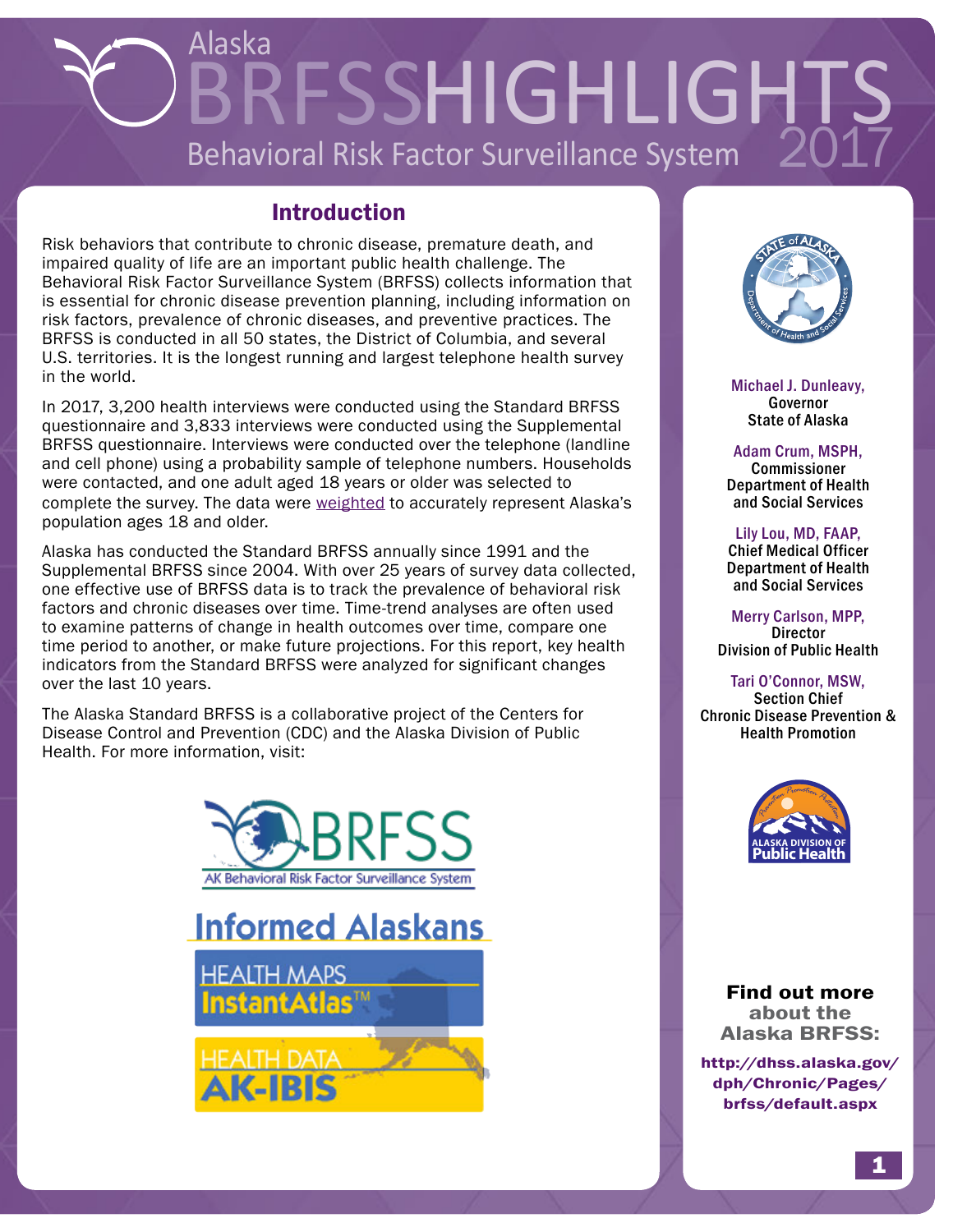# Alaska BRFSS HIGHLIGHTS 2017

## Behavioral Risk Factor Surveillance System

## Introduction

Risk behaviors that contribute to chronic disease, premature death, and impaired quality of life are an important public health challenge. The Behavioral Risk Factor Surveillance System (BRFSS) collects information that is essential for chronic disease prevention planning, including information on risk factors, prevalence of chronic diseases, and preventive practices. The BRFSS is conducted in all 50 states, the District of Columbia, and several U.S. territories. It is the longest running and largest telephone health survey in the world.

In 2017, 3,200 health interviews were conducted using the Standard BRFSS questionnaire and 3,833 interviews were conducted using the Supplemental BRFSS questionnaire. Interviews were conducted over the telephone (landline and cell phone) using a probability sample of telephone numbers. Households were contacted, and one adult aged 18 years or older was selected to complete the survey. The data were weighted to accurately represent Alaska's population ages 18 and older.

Alaska has conducted the Standard BRFSS annually since 1991 and the Supplemental BRFSS since 2004. With over 25 years of survey data collected, one effective use of BRFSS data is to track the prevalence of behavioral risk factors and chronic diseases over time. Time-trend analyses are often used to examine patterns of change in health outcomes over time, compare one time period to another, or make future projections. For this report, key health indicators from the Standard BRFSS were analyzed for significant changes over the last 10 years.

The Alaska Standard BRFSS is a collaborative project of the Centers for Disease Control and Prevention (CDC) and the Alaska Division of Public Health. For more information, visit:

BRFSS – AK Behavioral Risk Factor Surveillance System

Informed Alaskans

HEALTH MAPS InstantAtlas™

HEALTH DATA AK-IBIS

---

**Michael J. Dunleavy,**
Governor
State of Alaska

**Adam Crum, MSPH,**
Commissioner
Department of Health and Social Services

**Lily Lou, MD, FAAP,**
Chief Medical Officer
Department of Health and Social Services

**Merry Carlson, MPP,**
Director
Division of Public Health

**Tari O'Connor, MSW,**
Section Chief
Chronic Disease Prevention & Health Promotion

**Find out more about the Alaska BRFSS:**

http://dhss.alaska.gov/dph/Chronic/Pages/brfss/default.aspx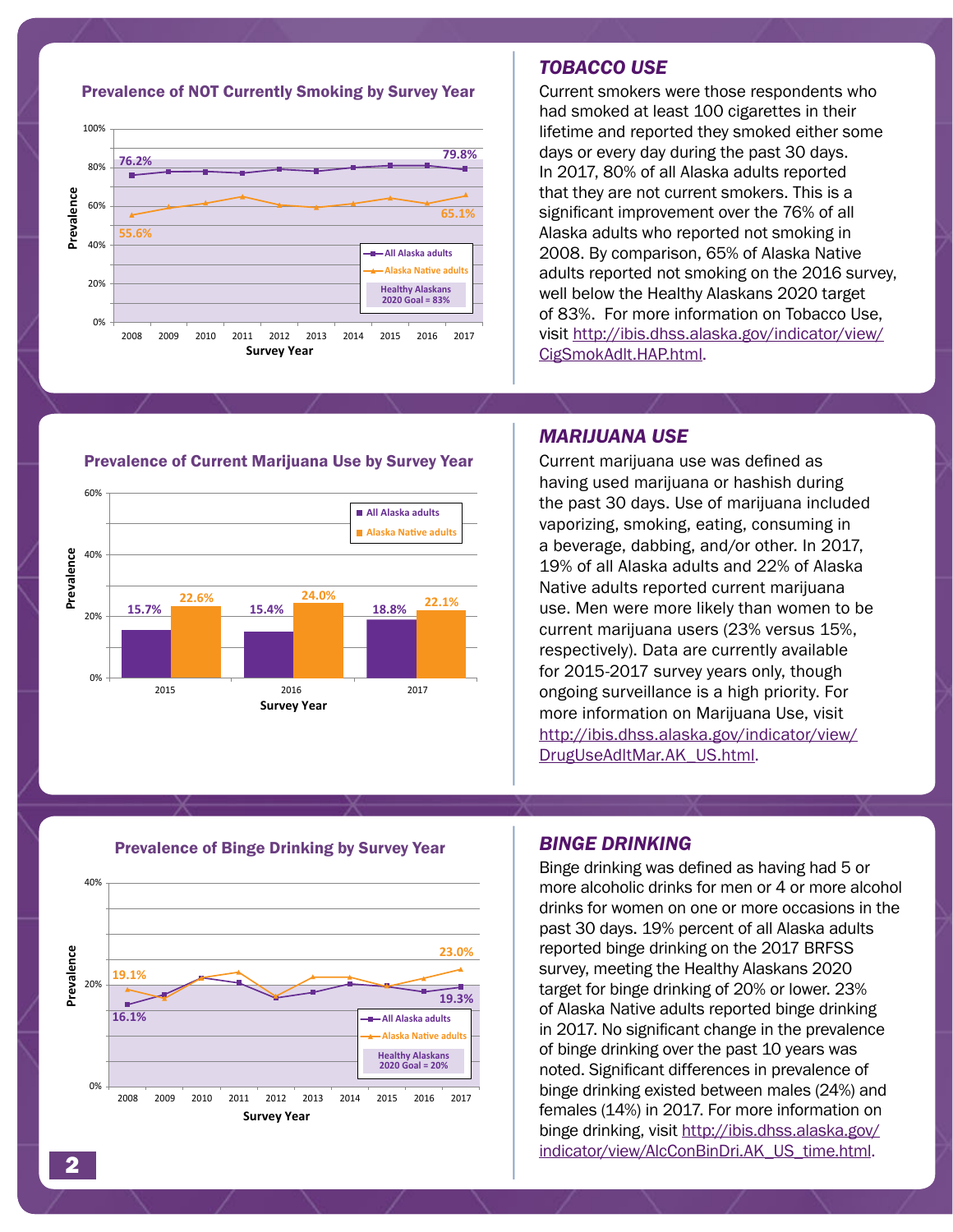## TOBACCO USE

**Prevalence of NOT Currently Smoking by Survey Year**

Current smokers were those respondents who had smoked at least 100 cigarettes in their lifetime and reported they smoked either some days or every day during the past 30 days. In 2017, 80% of all Alaska adults reported that they are not current smokers. This is a significant improvement over the 76% of all Alaska adults who reported not smoking in 2008. By comparison, 65% of Alaska Native adults reported not smoking on the 2016 survey, well below the Healthy Alaskans 2020 target of 83%. For more information on Tobacco Use, visit http://ibis.dhss.alaska.gov/indicator/view/CigSmokAdlt.HAP.html.

## MARIJUANA USE

**Prevalence of Current Marijuana Use by Survey Year**

| Survey Year | All Alaska adults | Alaska Native adults |
|---|---|---|
| 2015 | 15.7% | 22.6% |
| 2016 | 15.4% | 24.0% |
| 2017 | 18.8% | 22.1% |

Current marijuana use was defined as having used marijuana or hashish during the past 30 days. Use of marijuana included vaporizing, smoking, eating, consuming in a beverage, dabbing, and/or other. In 2017, 19% of all Alaska adults and 22% of Alaska Native adults reported current marijuana use. Men were more likely than women to be current marijuana users (23% versus 15%, respectively). Data are currently available for 2015-2017 survey years only, though ongoing surveillance is a high priority. For more information on Marijuana Use, visit http://ibis.dhss.alaska.gov/indicator/view/DrugUseAdltMar.AK_US.html.

## BINGE DRINKING

**Prevalence of Binge Drinking by Survey Year**

Binge drinking was defined as having had 5 or more alcoholic drinks for men or 4 or more alcohol drinks for women on one or more occasions in the past 30 days. 19% percent of all Alaska adults reported binge drinking on the 2017 BRFSS survey, meeting the Healthy Alaskans 2020 target for binge drinking of 20% or lower. 23% of Alaska Native adults reported binge drinking in 2017. No significant change in the prevalence of binge drinking over the past 10 years was noted. Significant differences in prevalence of binge drinking existed between males (24%) and females (14%) in 2017. For more information on binge drinking, visit http://ibis.dhss.alaska.gov/indicator/view/AlcConBinDri.AK_US_time.html.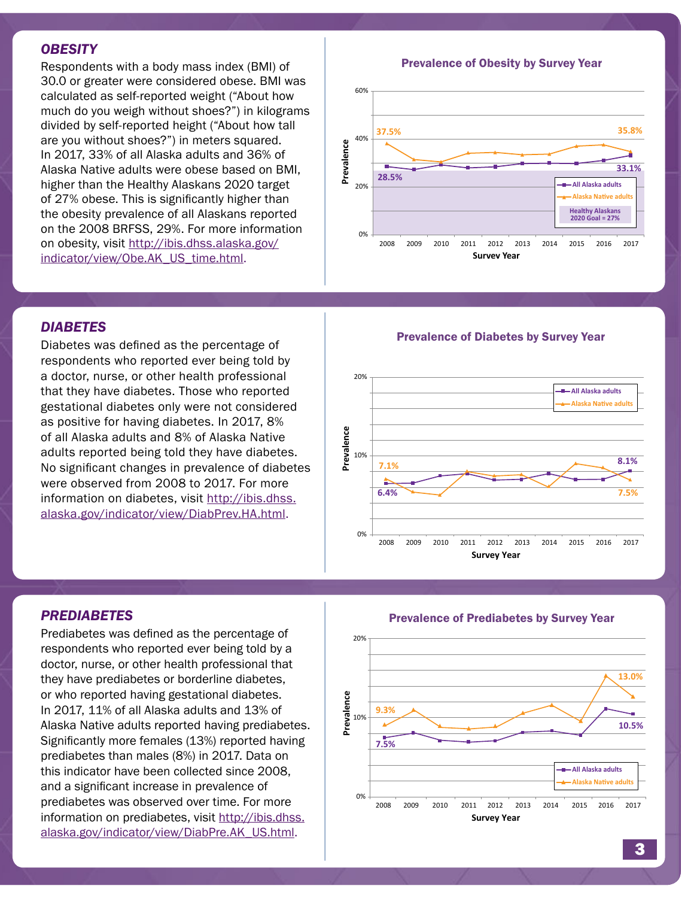### *OBESITY*

Respondents with a body mass index (BMI) of 30.0 or greater were considered obese. BMI was calculated as self-reported weight ("About how much do you weigh without shoes?") in kilograms divided by self-reported height ("About how tall are you without shoes?") in meters squared. In 2017, 33% of all Alaska adults and 36% of Alaska Native adults were obese based on BMI, higher than the Healthy Alaskans 2020 target of 27% obese. This is significantly higher than the obesity prevalence of all Alaskans reported on the 2008 BRFSS, 29%. For more information on obesity, visit http://ibis.dhss.alaska.gov/indicator/view/Obe.AK_US_time.html.

**Prevalence of Obesity by Survey Year**

| Series | 2008 | 2017 |
|---|---|---|
| All Alaska adults | 28.5% | 33.1% |
| Alaska Native adults | 37.5% | 35.8% |

Healthy Alaskans 2020 Goal = 27%

### *DIABETES*

Diabetes was defined as the percentage of respondents who reported ever being told by a doctor, nurse, or other health professional that they have diabetes. Those who reported gestational diabetes only were not considered as positive for having diabetes. In 2017, 8% of all Alaska adults and 8% of Alaska Native adults reported being told they have diabetes. No significant changes in prevalence of diabetes were observed from 2008 to 2017. For more information on diabetes, visit http://ibis.dhss.alaska.gov/indicator/view/DiabPrev.HA.html.

**Prevalence of Diabetes by Survey Year**

| Series | 2008 | 2017 |
|---|---|---|
| All Alaska adults | 6.4% | 8.1% |
| Alaska Native adults | 7.1% | 7.5% |

### *PREDIABETES*

Prediabetes was defined as the percentage of respondents who reported ever being told by a doctor, nurse, or other health professional that they have prediabetes or borderline diabetes, or who reported having gestational diabetes. In 2017, 11% of all Alaska adults and 13% of Alaska Native adults reported having prediabetes. Significantly more females (13%) reported having prediabetes than males (8%) in 2017. Data on this indicator have been collected since 2008, and a significant increase in prevalence of prediabetes was observed over time. For more information on prediabetes, visit http://ibis.dhss.alaska.gov/indicator/view/DiabPre.AK_US.html.

**Prevalence of Prediabetes by Survey Year**

| Series | 2008 | 2017 |
|---|---|---|
| All Alaska adults | 7.5% | 10.5% |
| Alaska Native adults | 9.3% | 13.0% |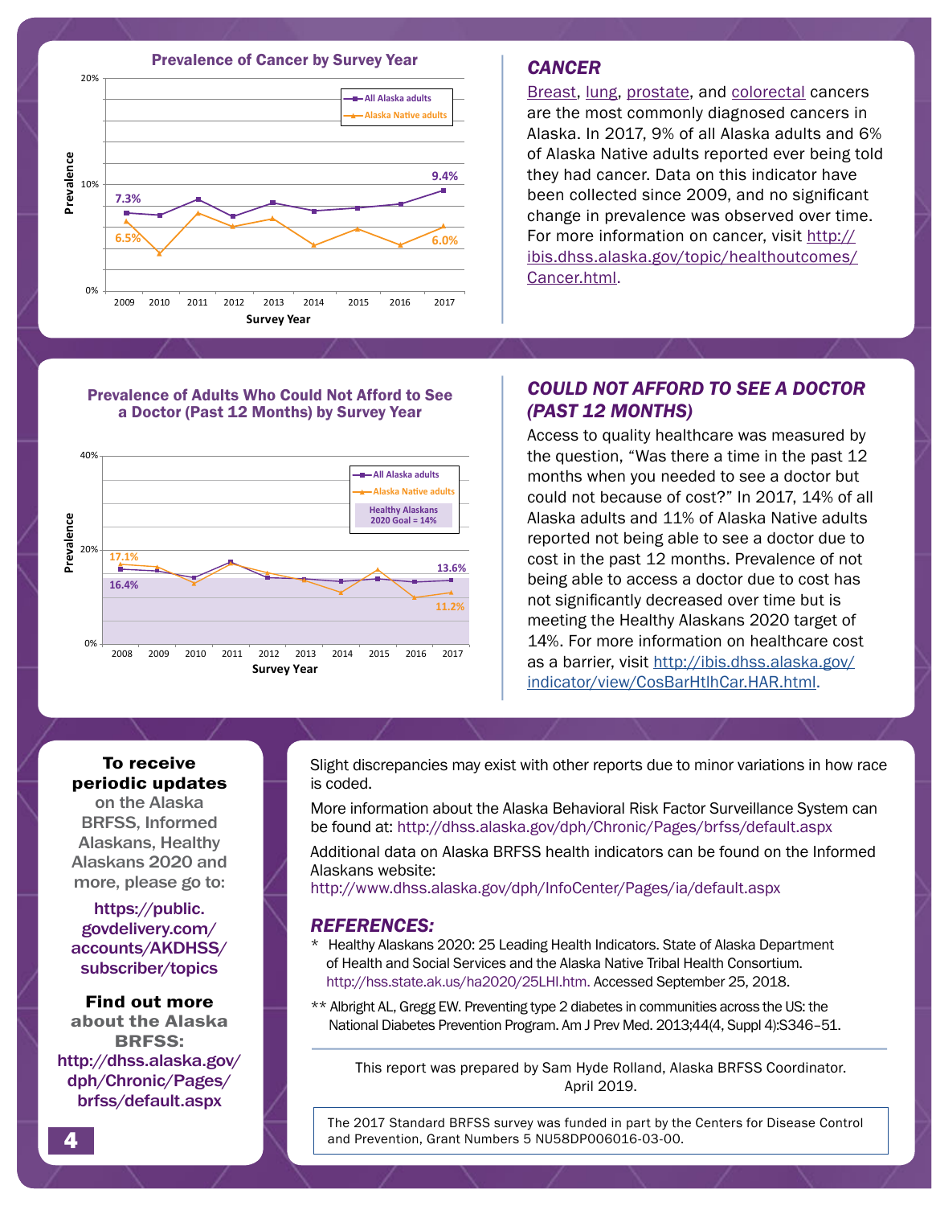Prevalence of Cancer by Survey Year

20%
10%
0%
Prevalence
Survey Year
2009 2010 2011 2012 2013 2014 2015 2016 2017
All Alaska adults
Alaska Native adults
7.3%
6.5%
9.4%
6.0%

## CANCER

Breast, lung, prostate, and colorectal cancers are the most commonly diagnosed cancers in Alaska. In 2017, 9% of all Alaska adults and 6% of Alaska Native adults reported ever being told they had cancer. Data on this indicator have been collected since 2009, and no significant change in prevalence was observed over time. For more information on cancer, visit http://ibis.dhss.alaska.gov/topic/healthoutcomes/Cancer.html.

Prevalence of Adults Who Could Not Afford to See a Doctor (Past 12 Months) by Survey Year

40%
20%
0%
Prevalence
Survey Year
2008 2009 2010 2011 2012 2013 2014 2015 2016 2017
All Alaska adults
Alaska Native adults
Healthy Alaskans 2020 Goal = 14%
17.1%
16.4%
13.6%
11.2%

## COULD NOT AFFORD TO SEE A DOCTOR (PAST 12 MONTHS)

Access to quality healthcare was measured by the question, "Was there a time in the past 12 months when you needed to see a doctor but could not because of cost?" In 2017, 14% of all Alaska adults and 11% of Alaska Native adults reported not being able to see a doctor due to cost in the past 12 months. Prevalence of not being able to access a doctor due to cost has not significantly decreased over time but is meeting the Healthy Alaskans 2020 target of 14%. For more information on healthcare cost as a barrier, visit http://ibis.dhss.alaska.gov/indicator/view/CosBarHtlhCar.HAR.html.

**To receive periodic updates** on the Alaska BRFSS, Informed Alaskans, Healthy Alaskans 2020 and more, please go to:

**https://public.govdelivery.com/accounts/AKDHSS/subscriber/topics**

**Find out more** about the Alaska BRFSS:
**http://dhss.alaska.gov/dph/Chronic/Pages/brfss/default.aspx**

Slight discrepancies may exist with other reports due to minor variations in how race is coded.

More information about the Alaska Behavioral Risk Factor Surveillance System can be found at: http://dhss.alaska.gov/dph/Chronic/Pages/brfss/default.aspx

Additional data on Alaska BRFSS health indicators can be found on the Informed Alaskans website:
http://www.dhss.alaska.gov/dph/InfoCenter/Pages/ia/default.aspx

## REFERENCES:

\* Healthy Alaskans 2020: 25 Leading Health Indicators. State of Alaska Department of Health and Social Services and the Alaska Native Tribal Health Consortium. http://hss.state.ak.us/ha2020/25LHI.htm. Accessed September 25, 2018.

\*\* Albright AL, Gregg EW. Preventing type 2 diabetes in communities across the US: the National Diabetes Prevention Program. Am J Prev Med. 2013;44(4, Suppl 4):S346–51.

This report was prepared by Sam Hyde Rolland, Alaska BRFSS Coordinator.
April 2019.

The 2017 Standard BRFSS survey was funded in part by the Centers for Disease Control and Prevention, Grant Numbers 5 NU58DP006016-03-00.